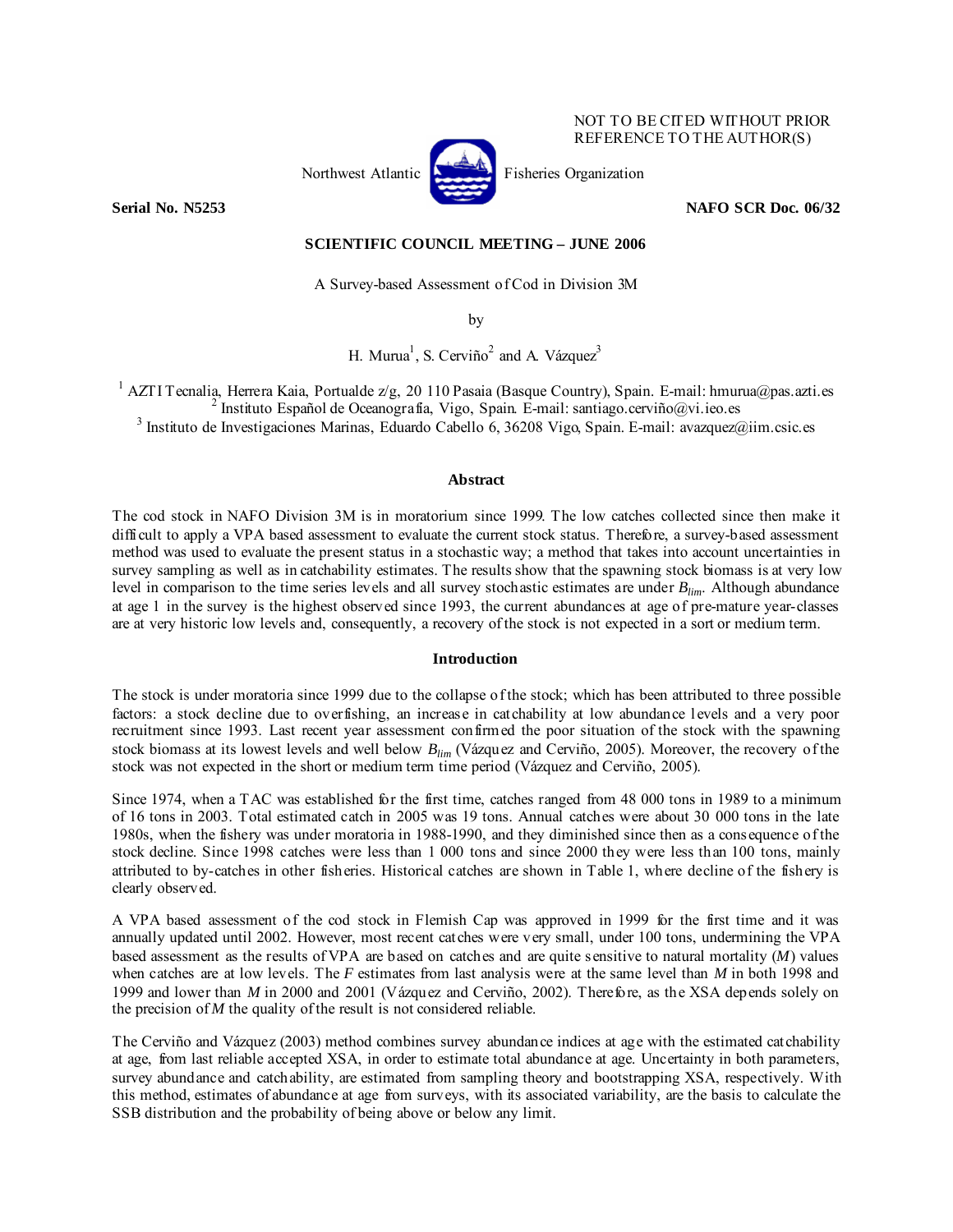NOT TO BE CITED WITHOUT PRIOR REFERENCE TO THE AUTHOR(S)

Northwest Atlantic Fisheries Organization

**Serial No. N5253** **NAFO SCR Doc. 06/32**

**SCIENTIFIC COUNCIL MEETING – JUNE 2006**

A Survey-based Assessment of Cod in Division 3M

by

H. Murua[1], S. Cerviño[2] and A. Vázquez[3]

[1] AZTI Tecnalia, Herrera Kaia, Portualde z/g, 20 110 Pasaia (Basque Country), Spain. E-mail: hmurua@pas.azti.es
[2] Instituto Español de Oceanografía, Vigo, Spain. E-mail: santiago.cerviño@vi.ieo.es
[3] Instituto de Investigaciones Marinas, Eduardo Cabello 6, 36208 Vigo, Spain. E-mail: avazquez@iim.csic.es

## Abstract

The cod stock in NAFO Division 3M is in moratorium since 1999. The low catches collected since then make it difficult to apply a VPA based assessment to evaluate the current stock status. Therefore, a survey-based assessment method was used to evaluate the present status in a stochastic way; a method that takes into account uncertainties in survey sampling as well as in catchability estimates. The results show that the spawning stock biomass is at very low level in comparison to the time series levels and all survey stochastic estimates are under $B_{lim}$. Although abundance at age 1 in the survey is the highest observed since 1993, the current abundances at age of pre-mature year-classes are at very historic low levels and, consequently, a recovery of the stock is not expected in a sort or medium term.

## Introduction

The stock is under moratoria since 1999 due to the collapse of the stock; which has been attributed to three possible factors: a stock decline due to overfishing, an increase in catchability at low abundance levels and a very poor recruitment since 1993. Last recent year assessment confirmed the poor situation of the stock with the spawning stock biomass at its lowest levels and well below $B_{lim}$ (Vázquez and Cerviño, 2005). Moreover, the recovery of the stock was not expected in the short or medium term time period (Vázquez and Cerviño, 2005).

Since 1974, when a TAC was established for the first time, catches ranged from 48 000 tons in 1989 to a minimum of 16 tons in 2003. Total estimated catch in 2005 was 19 tons. Annual catches were about 30 000 tons in the late 1980s, when the fishery was under moratoria in 1988-1990, and they diminished since then as a consequence of the stock decline. Since 1998 catches were less than 1 000 tons and since 2000 they were less than 100 tons, mainly attributed to by-catches in other fisheries. Historical catches are shown in Table 1, where decline of the fishery is clearly observed.

A VPA based assessment of the cod stock in Flemish Cap was approved in 1999 for the first time and it was annually updated until 2002. However, most recent catches were very small, under 100 tons, undermining the VPA based assessment as the results of VPA are based on catches and are quite sensitive to natural mortality ($M$) values when catches are at low levels. The $F$ estimates from last analysis were at the same level than $M$ in both 1998 and 1999 and lower than $M$ in 2000 and 2001 (Vázquez and Cerviño, 2002). Therefore, as the XSA depends solely on the precision of $M$ the quality of the result is not considered reliable.

The Cerviño and Vázquez (2003) method combines survey abundance indices at age with the estimated catchability at age, from last reliable accepted XSA, in order to estimate total abundance at age. Uncertainty in both parameters, survey abundance and catchability, are estimated from sampling theory and bootstrapping XSA, respectively. With this method, estimates of abundance at age from surveys, with its associated variability, are the basis to calculate the SSB distribution and the probability of being above or below any limit.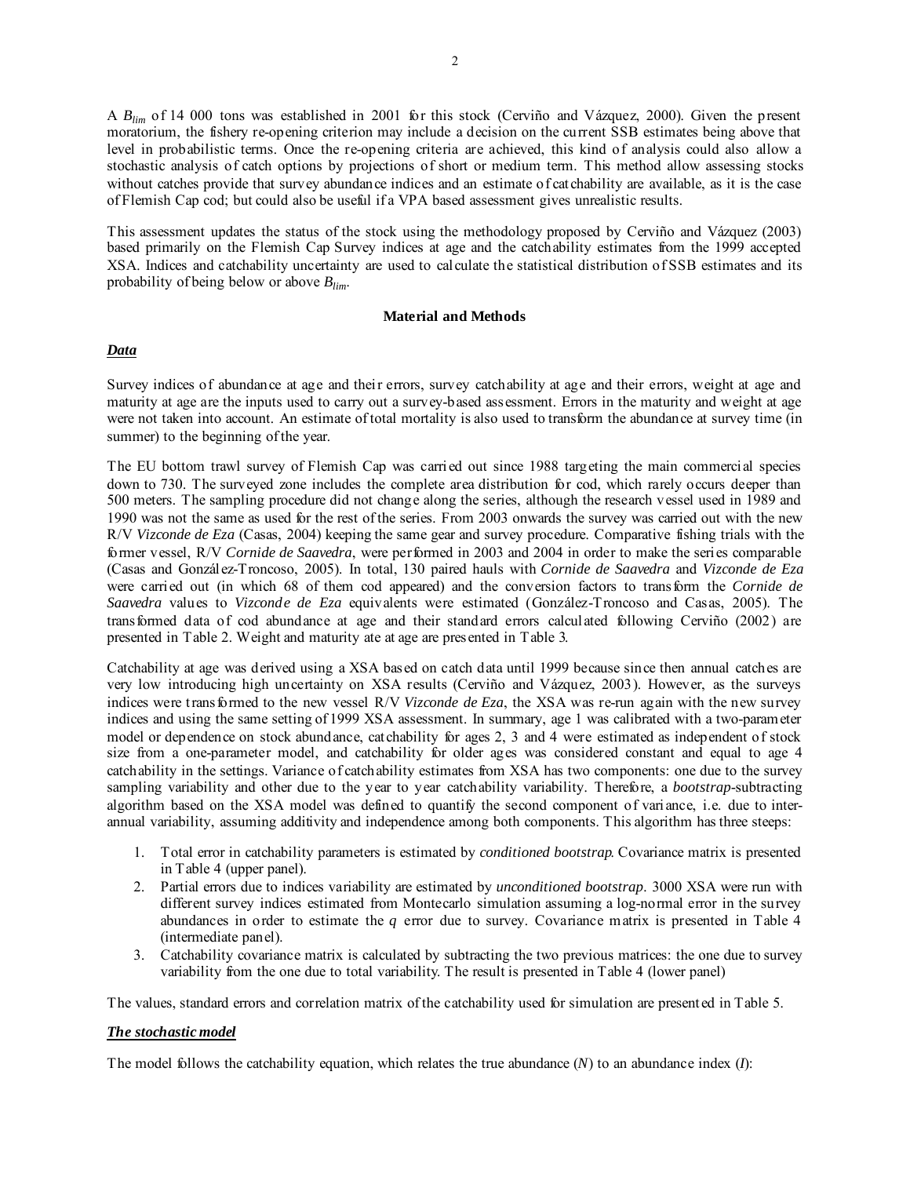A $B_{lim}$ of 14 000 tons was established in 2001 for this stock (Cerviño and Vázquez, 2000). Given the present moratorium, the fishery re-opening criterion may include a decision on the current SSB estimates being above that level in probabilistic terms. Once the re-opening criteria are achieved, this kind of analysis could also allow a stochastic analysis of catch options by projections of short or medium term. This method allow assessing stocks without catches provide that survey abundance indices and an estimate of catchability are available, as it is the case of Flemish Cap cod; but could also be useful if a VPA based assessment gives unrealistic results.

This assessment updates the status of the stock using the methodology proposed by Cerviño and Vázquez (2003) based primarily on the Flemish Cap Survey indices at age and the catchability estimates from the 1999 accepted XSA. Indices and catchability uncertainty are used to calculate the statistical distribution of SSB estimates and its probability of being below or above $B_{lim}$.

## Material and Methods

### ***Data***

Survey indices of abundance at age and their errors, survey catchability at age and their errors, weight at age and maturity at age are the inputs used to carry out a survey-based assessment. Errors in the maturity and weight at age were not taken into account. An estimate of total mortality is also used to transform the abundance at survey time (in summer) to the beginning of the year.

The EU bottom trawl survey of Flemish Cap was carried out since 1988 targeting the main commercial species down to 730. The surveyed zone includes the complete area distribution for cod, which rarely occurs deeper than 500 meters. The sampling procedure did not change along the series, although the research vessel used in 1989 and 1990 was not the same as used for the rest of the series. From 2003 onwards the survey was carried out with the new R/V *Vizconde de Eza* (Casas, 2004) keeping the same gear and survey procedure. Comparative fishing trials with the former vessel, R/V *Cornide de Saavedra*, were performed in 2003 and 2004 in order to make the series comparable (Casas and González-Troncoso, 2005). In total, 130 paired hauls with *Cornide de Saavedra* and *Vizconde de Eza* were carried out (in which 68 of them cod appeared) and the conversion factors to transform the *Cornide de Saavedra* values to *Vizconde de Eza* equivalents were estimated (González-Troncoso and Casas, 2005). The transformed data of cod abundance at age and their standard errors calculated following Cerviño (2002) are presented in Table 2. Weight and maturity ate at age are presented in Table 3.

Catchability at age was derived using a XSA based on catch data until 1999 because since then annual catches are very low introducing high uncertainty on XSA results (Cerviño and Vázquez, 2003). However, as the surveys indices were transformed to the new vessel R/V *Vizconde de Eza*, the XSA was re-run again with the new survey indices and using the same setting of 1999 XSA assessment. In summary, age 1 was calibrated with a two-parameter model or dependence on stock abundance, catchability for ages 2, 3 and 4 were estimated as independent of stock size from a one-parameter model, and catchability for older ages was considered constant and equal to age 4 catchability in the settings. Variance of catchability estimates from XSA has two components: one due to the survey sampling variability and other due to the year to year catchability variability. Therefore, a *bootstrap*-subtracting algorithm based on the XSA model was defined to quantify the second component of variance, i.e. due to inter-annual variability, assuming additivity and independence among both components. This algorithm has three steeps:

1. Total error in catchability parameters is estimated by *conditioned bootstrap*. Covariance matrix is presented in Table 4 (upper panel).
2. Partial errors due to indices variability are estimated by *unconditioned bootstrap*. 3000 XSA were run with different survey indices estimated from Montecarlo simulation assuming a log-normal error in the survey abundances in order to estimate the $q$ error due to survey. Covariance matrix is presented in Table 4 (intermediate panel).
3. Catchability covariance matrix is calculated by subtracting the two previous matrices: the one due to survey variability from the one due to total variability. The result is presented in Table 4 (lower panel)

The values, standard errors and correlation matrix of the catchability used for simulation are presented in Table 5.

### ***The stochastic model***

The model follows the catchability equation, which relates the true abundance ($N$) to an abundance index ($I$):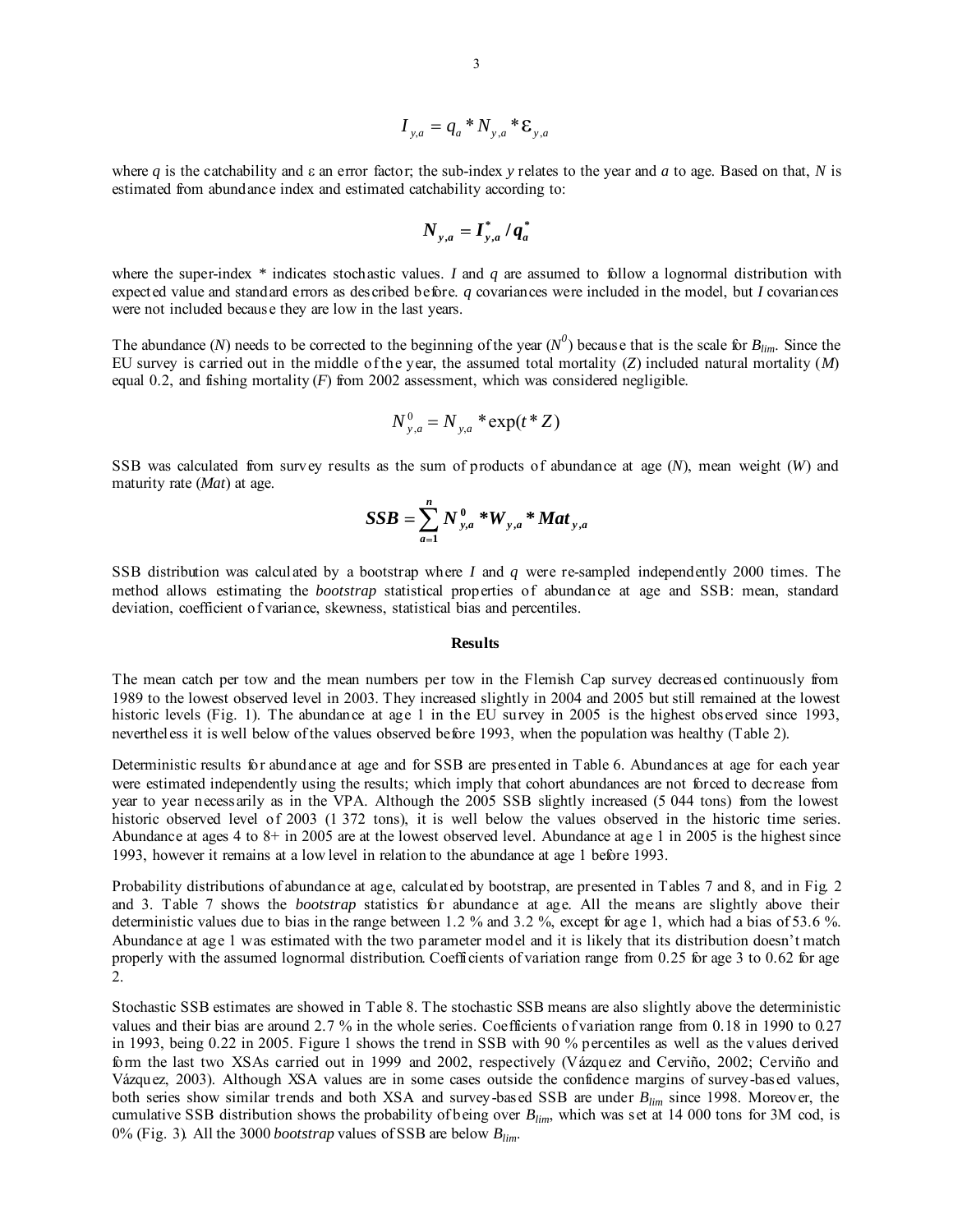$$I_{y,a} = q_a * N_{y,a} * \varepsilon_{y,a}$$

where $q$ is the catchability and $\varepsilon$ an error factor; the sub-index $y$ relates to the year and $a$ to age. Based on that, $N$ is estimated from abundance index and estimated catchability according to:

$$\boldsymbol{N_{y,a} = I^*_{y,a} / q^*_a}$$

where the super-index * indicates stochastic values. $I$ and $q$ are assumed to follow a lognormal distribution with expected value and standard errors as described before. $q$ covariances were included in the model, but $I$ covariances were not included because they are low in the last years.

The abundance ($N$) needs to be corrected to the beginning of the year ($N^0$) because that is the scale for $B_{lim}$. Since the EU survey is carried out in the middle of the year, the assumed total mortality ($Z$) included natural mortality ($M$) equal 0.2, and fishing mortality ($F$) from 2002 assessment, which was considered negligible.

$$N^0_{y,a} = N_{y,a} * \exp(t * Z)$$

SSB was calculated from survey results as the sum of products of abundance at age ($N$), mean weight ($W$) and maturity rate ($Mat$) at age.

$$\boldsymbol{SSB = \sum_{a=1}^{n} N^0_{y,a} * W_{y,a} * Mat_{y,a}}$$

SSB distribution was calculated by a bootstrap where $I$ and $q$ were re-sampled independently 2000 times. The method allows estimating the *bootstrap* statistical properties of abundance at age and SSB: mean, standard deviation, coefficient of variance, skewness, statistical bias and percentiles.

## Results

The mean catch per tow and the mean numbers per tow in the Flemish Cap survey decreased continuously from 1989 to the lowest observed level in 2003. They increased slightly in 2004 and 2005 but still remained at the lowest historic levels (Fig. 1). The abundance at age 1 in the EU survey in 2005 is the highest observed since 1993, nevertheless it is well below of the values observed before 1993, when the population was healthy (Table 2).

Deterministic results for abundance at age and for SSB are presented in Table 6. Abundances at age for each year were estimated independently using the results; which imply that cohort abundances are not forced to decrease from year to year necessarily as in the VPA. Although the 2005 SSB slightly increased (5 044 tons) from the lowest historic observed level of 2003 (1 372 tons), it is well below the values observed in the historic time series. Abundance at ages 4 to 8+ in 2005 are at the lowest observed level. Abundance at age 1 in 2005 is the highest since 1993, however it remains at a low level in relation to the abundance at age 1 before 1993.

Probability distributions of abundance at age, calculated by bootstrap, are presented in Tables 7 and 8, and in Fig. 2 and 3. Table 7 shows the *bootstrap* statistics for abundance at age. All the means are slightly above their deterministic values due to bias in the range between 1.2 % and 3.2 %, except for age 1, which had a bias of 53.6 %. Abundance at age 1 was estimated with the two parameter model and it is likely that its distribution doesn't match properly with the assumed lognormal distribution. Coefficients of variation range from 0.25 for age 3 to 0.62 for age 2.

Stochastic SSB estimates are showed in Table 8. The stochastic SSB means are also slightly above the deterministic values and their bias are around 2.7 % in the whole series. Coefficients of variation range from 0.18 in 1990 to 0.27 in 1993, being 0.22 in 2005. Figure 1 shows the trend in SSB with 90 % percentiles as well as the values derived form the last two XSAs carried out in 1999 and 2002, respectively (Vázquez and Cerviño, 2002; Cerviño and Vázquez, 2003). Although XSA values are in some cases outside the confidence margins of survey-based values, both series show similar trends and both XSA and survey-based SSB are under $B_{lim}$ since 1998. Moreover, the cumulative SSB distribution shows the probability of being over $B_{lim}$, which was set at 14 000 tons for 3M cod, is 0% (Fig. 3). All the 3000 *bootstrap* values of SSB are below $B_{lim}$.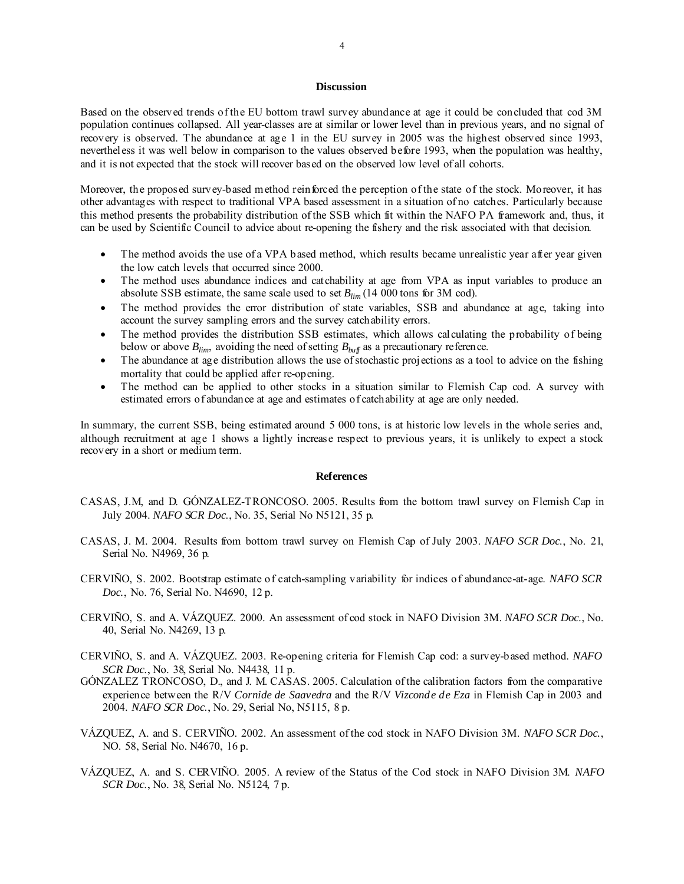## Discussion

Based on the observed trends of the EU bottom trawl survey abundance at age it could be concluded that cod 3M population continues collapsed. All year-classes are at similar or lower level than in previous years, and no signal of recovery is observed. The abundance at age 1 in the EU survey in 2005 was the highest observed since 1993, nevertheless it was well below in comparison to the values observed before 1993, when the population was healthy, and it is not expected that the stock will recover based on the observed low level of all cohorts.

Moreover, the proposed survey-based method reinforced the perception of the state of the stock. Moreover, it has other advantages with respect to traditional VPA based assessment in a situation of no catches. Particularly because this method presents the probability distribution of the SSB which fit within the NAFO PA framework and, thus, it can be used by Scientific Council to advice about re-opening the fishery and the risk associated with that decision.

- The method avoids the use of a VPA based method, which results became unrealistic year after year given the low catch levels that occurred since 2000.
- The method uses abundance indices and catchability at age from VPA as input variables to produce an absolute SSB estimate, the same scale used to set $B_{lim}$ (14 000 tons for 3M cod).
- The method provides the error distribution of state variables, SSB and abundance at age, taking into account the survey sampling errors and the survey catchability errors.
- The method provides the distribution SSB estimates, which allows calculating the probability of being below or above $B_{lim}$, avoiding the need of setting $B_{buff}$ as a precautionary reference.
- The abundance at age distribution allows the use of stochastic projections as a tool to advice on the fishing mortality that could be applied after re-opening.
- The method can be applied to other stocks in a situation similar to Flemish Cap cod. A survey with estimated errors of abundance at age and estimates of catchability at age are only needed.

In summary, the current SSB, being estimated around 5 000 tons, is at historic low levels in the whole series and, although recruitment at age 1 shows a lightly increase respect to previous years, it is unlikely to expect a stock recovery in a short or medium term.

## References

CASAS, J.M, and D. GÓNZALEZ-TRONCOSO. 2005. Results from the bottom trawl survey on Flemish Cap in July 2004. *NAFO SCR Doc.*, No. 35, Serial No N5121, 35 p.

CASAS, J. M. 2004. Results from bottom trawl survey on Flemish Cap of July 2003. *NAFO SCR Doc.*, No. 21, Serial No. N4969, 36 p.

CERVIÑO, S. 2002. Bootstrap estimate of catch-sampling variability for indices of abundance-at-age. *NAFO SCR Doc.*, No. 76, Serial No. N4690, 12 p.

CERVIÑO, S. and A. VÁZQUEZ. 2000. An assessment of cod stock in NAFO Division 3M. *NAFO SCR Doc.*, No. 40, Serial No. N4269, 13 p.

CERVIÑO, S. and A. VÁZQUEZ. 2003. Re-opening criteria for Flemish Cap cod: a survey-based method. *NAFO SCR Doc.*, No. 38, Serial No. N4438, 11 p.

GÓNZALEZ TRONCOSO, D., and J. M. CASAS. 2005. Calculation of the calibration factors from the comparative experience between the R/V *Cornide de Saavedra* and the R/V *Vizconde de Eza* in Flemish Cap in 2003 and 2004. *NAFO SCR Doc.*, No. 29, Serial No, N5115, 8 p.

VÁZQUEZ, A. and S. CERVIÑO. 2002. An assessment of the cod stock in NAFO Division 3M. *NAFO SCR Doc.*, NO. 58, Serial No. N4670, 16 p.

VÁZQUEZ, A. and S. CERVIÑO. 2005. A review of the Status of the Cod stock in NAFO Division 3M. *NAFO SCR Doc.*, No. 38, Serial No. N5124, 7 p.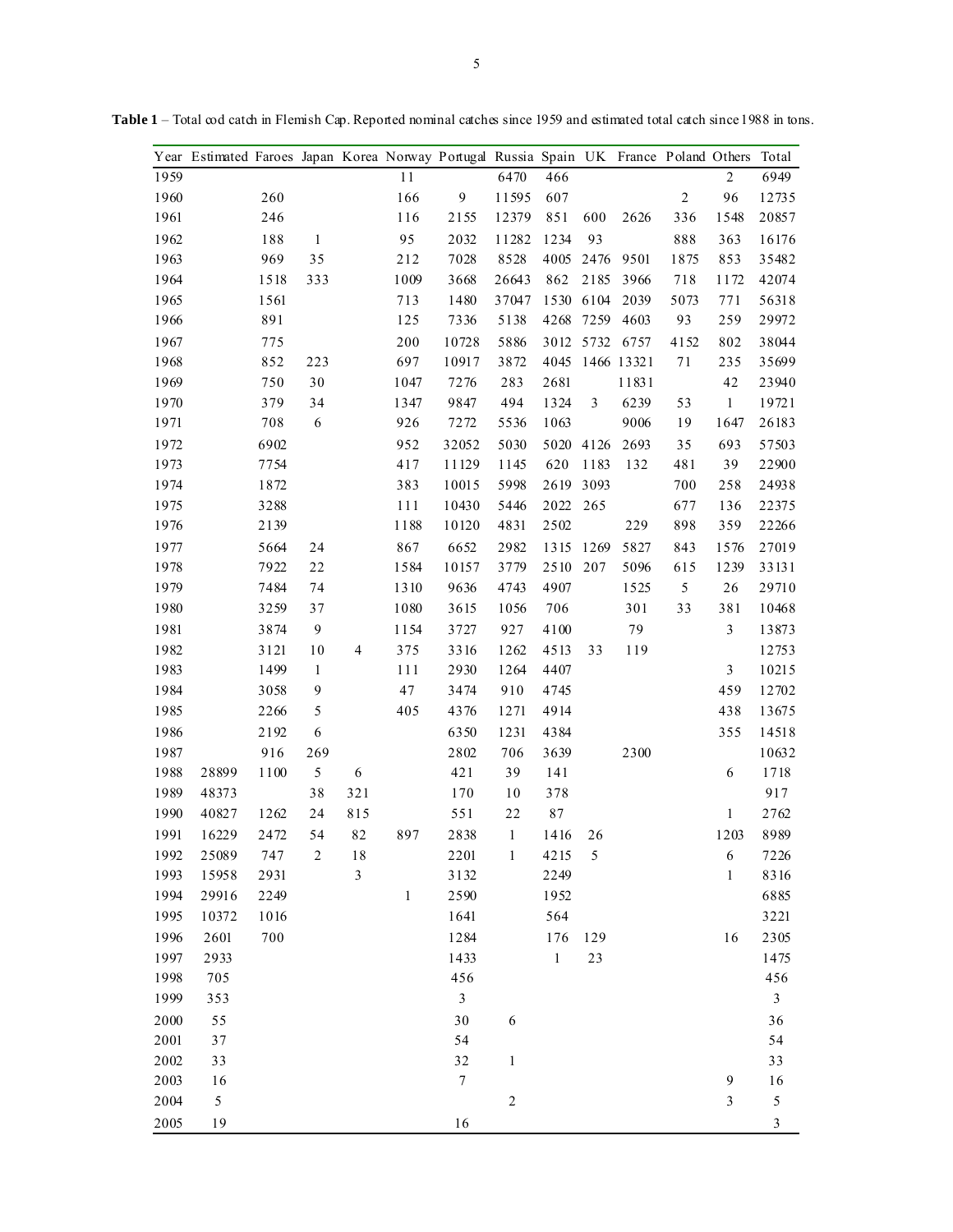**Table 1** – Total cod catch in Flemish Cap. Reported nominal catches since 1959 and estimated total catch since 1988 in tons.

| Year | Estimated | Faroes | Japan | Korea | Norway | Portugal | Russia | Spain | UK | France | Poland | Others | Total |
|---|---|---|---|---|---|---|---|---|---|---|---|---|---|
| 1959 | | | | | 11 | | 6470 | 466 | | | | 2 | 6949 |
| 1960 | | 260 | | | 166 | 9 | 11595 | 607 | | | 2 | 96 | 12735 |
| 1961 | | 246 | | | 116 | 2155 | 12379 | 851 | 600 | 2626 | 336 | 1548 | 20857 |
| 1962 | | 188 | 1 | | 95 | 2032 | 11282 | 1234 | 93 | | 888 | 363 | 16176 |
| 1963 | | 969 | 35 | | 212 | 7028 | 8528 | 4005 | 2476 | 9501 | 1875 | 853 | 35482 |
| 1964 | | 1518 | 333 | | 1009 | 3668 | 26643 | 862 | 2185 | 3966 | 718 | 1172 | 42074 |
| 1965 | | 1561 | | | 713 | 1480 | 37047 | 1530 | 6104 | 2039 | 5073 | 771 | 56318 |
| 1966 | | 891 | | | 125 | 7336 | 5138 | 4268 | 7259 | 4603 | 93 | 259 | 29972 |
| 1967 | | 775 | | | 200 | 10728 | 5886 | 3012 | 5732 | 6757 | 4152 | 802 | 38044 |
| 1968 | | 852 | 223 | | 697 | 10917 | 3872 | 4045 | 1466 | 13321 | 71 | 235 | 35699 |
| 1969 | | 750 | 30 | | 1047 | 7276 | 283 | 2681 | | 11831 | | 42 | 23940 |
| 1970 | | 379 | 34 | | 1347 | 9847 | 494 | 1324 | 3 | 6239 | 53 | 1 | 19721 |
| 1971 | | 708 | 6 | | 926 | 7272 | 5536 | 1063 | | 9006 | 19 | 1647 | 26183 |
| 1972 | | 6902 | | | 952 | 32052 | 5030 | 5020 | 4126 | 2693 | 35 | 693 | 57503 |
| 1973 | | 7754 | | | 417 | 11129 | 1145 | 620 | 1183 | 132 | 481 | 39 | 22900 |
| 1974 | | 1872 | | | 383 | 10015 | 5998 | 2619 | 3093 | | 700 | 258 | 24938 |
| 1975 | | 3288 | | | 111 | 10430 | 5446 | 2022 | 265 | | 677 | 136 | 22375 |
| 1976 | | 2139 | | | 1188 | 10120 | 4831 | 2502 | | 229 | 898 | 359 | 22266 |
| 1977 | | 5664 | 24 | | 867 | 6652 | 2982 | 1315 | 1269 | 5827 | 843 | 1576 | 27019 |
| 1978 | | 7922 | 22 | | 1584 | 10157 | 3779 | 2510 | 207 | 5096 | 615 | 1239 | 33131 |
| 1979 | | 7484 | 74 | | 1310 | 9636 | 4743 | 4907 | | 1525 | 5 | 26 | 29710 |
| 1980 | | 3259 | 37 | | 1080 | 3615 | 1056 | 706 | | 301 | 33 | 381 | 10468 |
| 1981 | | 3874 | 9 | | 1154 | 3727 | 927 | 4100 | | 79 | | 3 | 13873 |
| 1982 | | 3121 | 10 | 4 | 375 | 3316 | 1262 | 4513 | 33 | 119 | | | 12753 |
| 1983 | | 1499 | 1 | | 111 | 2930 | 1264 | 4407 | | | | 3 | 10215 |
| 1984 | | 3058 | 9 | | 47 | 3474 | 910 | 4745 | | | | 459 | 12702 |
| 1985 | | 2266 | 5 | | 405 | 4376 | 1271 | 4914 | | | | 438 | 13675 |
| 1986 | | 2192 | 6 | | | 6350 | 1231 | 4384 | | | | 355 | 14518 |
| 1987 | | 916 | 269 | | | 2802 | 706 | 3639 | | 2300 | | | 10632 |
| 1988 | 28899 | 1100 | 5 | 6 | | 421 | 39 | 141 | | | | 6 | 1718 |
| 1989 | 48373 | | 38 | 321 | | 170 | 10 | 378 | | | | | 917 |
| 1990 | 40827 | 1262 | 24 | 815 | | 551 | 22 | 87 | | | | 1 | 2762 |
| 1991 | 16229 | 2472 | 54 | 82 | 897 | 2838 | 1 | 1416 | 26 | | | 1203 | 8989 |
| 1992 | 25089 | 747 | 2 | 18 | | 2201 | 1 | 4215 | 5 | | | 6 | 7226 |
| 1993 | 15958 | 2931 | | 3 | | 3132 | | 2249 | | | | 1 | 8316 |
| 1994 | 29916 | 2249 | | | 1 | 2590 | | 1952 | | | | | 6885 |
| 1995 | 10372 | 1016 | | | | 1641 | | 564 | | | | | 3221 |
| 1996 | 2601 | 700 | | | | 1284 | | 176 | 129 | | | 16 | 2305 |
| 1997 | 2933 | | | | | 1433 | | 1 | 23 | | | | 1475 |
| 1998 | 705 | | | | | 456 | | | | | | | 456 |
| 1999 | 353 | | | | | 3 | | | | | | | 3 |
| 2000 | 55 | | | | | 30 | 6 | | | | | | 36 |
| 2001 | 37 | | | | | 54 | | | | | | | 54 |
| 2002 | 33 | | | | | 32 | 1 | | | | | | 33 |
| 2003 | 16 | | | | | 7 | | | | | | 9 | 16 |
| 2004 | 5 | | | | | | 2 | | | | | 3 | 5 |
| 2005 | 19 | | | | | 16 | | | | | | | 3 |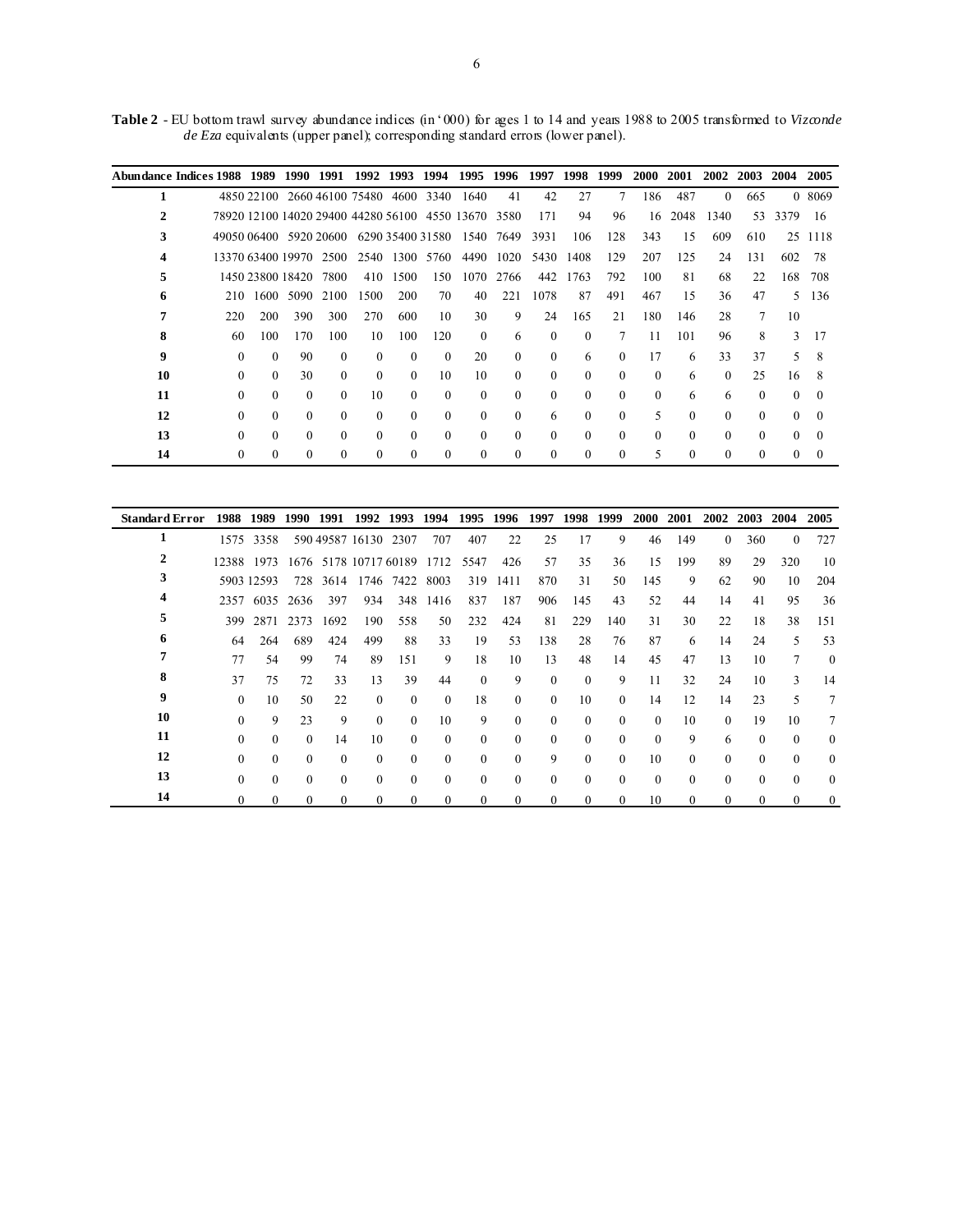**Table 2** - EU bottom trawl survey abundance indices (in '000) for ages 1 to 14 and years 1988 to 2005 transformed to *Vizconde de Eza* equivalents (upper panel); corresponding standard errors (lower panel).

| Abundance Indices | 1988 | 1989 | 1990 | 1991 | 1992 | 1993 | 1994 | 1995 | 1996 | 1997 | 1998 | 1999 | 2000 | 2001 | 2002 | 2003 | 2004 | 2005 |
|---|---|---|---|---|---|---|---|---|---|---|---|---|---|---|---|---|---|---|
| **1** | 4850 | 22100 | 2660 | 46100 | 75480 | 4600 | 3340 | 1640 | 41 | 42 | 27 | 7 | 186 | 487 | 0 | 665 | 0 | 8069 |
| **2** | 78920 | 12100 | 14020 | 29400 | 44280 | 56100 | 4550 | 13670 | 3580 | 171 | 94 | 96 | 16 | 2048 | 1340 | 53 | 3379 | 16 |
| **3** | 49050 | 06400 | 5920 | 20600 | 6290 | 35400 | 31580 | 1540 | 7649 | 3931 | 106 | 128 | 343 | 15 | 609 | 610 | 25 | 1118 |
| **4** | 13370 | 63400 | 19970 | 2500 | 2540 | 1300 | 5760 | 4490 | 1020 | 5430 | 1408 | 129 | 207 | 125 | 24 | 131 | 602 | 78 |
| **5** | 1450 | 23800 | 18420 | 7800 | 410 | 1500 | 150 | 1070 | 2766 | 442 | 1763 | 792 | 100 | 81 | 68 | 22 | 168 | 708 |
| **6** | 210 | 1600 | 5090 | 2100 | 1500 | 200 | 70 | 40 | 221 | 1078 | 87 | 491 | 467 | 15 | 36 | 47 | 5 | 136 |
| **7** | 220 | 200 | 390 | 300 | 270 | 600 | 10 | 30 | 9 | 24 | 165 | 21 | 180 | 146 | 28 | 7 | 10 | |
| **8** | 60 | 100 | 170 | 100 | 10 | 100 | 120 | 0 | 6 | 0 | 0 | 7 | 11 | 101 | 96 | 8 | 3 | 17 |
| **9** | 0 | 0 | 90 | 0 | 0 | 0 | 0 | 20 | 0 | 0 | 6 | 0 | 17 | 6 | 33 | 37 | 5 | 8 |
| **10** | 0 | 0 | 30 | 0 | 0 | 0 | 10 | 10 | 0 | 0 | 0 | 0 | 0 | 6 | 0 | 25 | 16 | 8 |
| **11** | 0 | 0 | 0 | 0 | 10 | 0 | 0 | 0 | 0 | 0 | 0 | 0 | 0 | 6 | 6 | 0 | 0 | 0 |
| **12** | 0 | 0 | 0 | 0 | 0 | 0 | 0 | 0 | 0 | 6 | 0 | 0 | 5 | 0 | 0 | 0 | 0 | 0 |
| **13** | 0 | 0 | 0 | 0 | 0 | 0 | 0 | 0 | 0 | 0 | 0 | 0 | 0 | 0 | 0 | 0 | 0 | 0 |
| **14** | 0 | 0 | 0 | 0 | 0 | 0 | 0 | 0 | 0 | 0 | 0 | 0 | 5 | 0 | 0 | 0 | 0 | 0 |

| Standard Error | 1988 | 1989 | 1990 | 1991 | 1992 | 1993 | 1994 | 1995 | 1996 | 1997 | 1998 | 1999 | 2000 | 2001 | 2002 | 2003 | 2004 | 2005 |
|---|---|---|---|---|---|---|---|---|---|---|---|---|---|---|---|---|---|---|
| **1** | 1575 | 3358 | 590 | 49587 | 16130 | 2307 | 707 | 407 | 22 | 25 | 17 | 9 | 46 | 149 | 0 | 360 | 0 | 727 |
| **2** | 12388 | 1973 | 1676 | 5178 | 10717 | 60189 | 1712 | 5547 | 426 | 57 | 35 | 36 | 15 | 199 | 89 | 29 | 320 | 10 |
| **3** | 5903 | 12593 | 728 | 3614 | 1746 | 7422 | 8003 | 319 | 1411 | 870 | 31 | 50 | 145 | 9 | 62 | 90 | 10 | 204 |
| **4** | 2357 | 6035 | 2636 | 397 | 934 | 348 | 1416 | 837 | 187 | 906 | 145 | 43 | 52 | 44 | 14 | 41 | 95 | 36 |
| **5** | 399 | 2871 | 2373 | 1692 | 190 | 558 | 50 | 232 | 424 | 81 | 229 | 140 | 31 | 30 | 22 | 18 | 38 | 151 |
| **6** | 64 | 264 | 689 | 424 | 499 | 88 | 33 | 19 | 53 | 138 | 28 | 76 | 87 | 6 | 14 | 24 | 5 | 53 |
| **7** | 77 | 54 | 99 | 74 | 89 | 151 | 9 | 18 | 10 | 13 | 48 | 14 | 45 | 47 | 13 | 10 | 7 | 0 |
| **8** | 37 | 75 | 72 | 33 | 13 | 39 | 44 | 0 | 9 | 0 | 0 | 9 | 11 | 32 | 24 | 10 | 3 | 14 |
| **9** | 0 | 10 | 50 | 22 | 0 | 0 | 0 | 18 | 0 | 0 | 10 | 0 | 14 | 12 | 14 | 23 | 5 | 7 |
| **10** | 0 | 9 | 23 | 9 | 0 | 0 | 10 | 9 | 0 | 0 | 0 | 0 | 0 | 10 | 0 | 19 | 10 | 7 |
| **11** | 0 | 0 | 0 | 14 | 10 | 0 | 0 | 0 | 0 | 0 | 0 | 0 | 0 | 9 | 6 | 0 | 0 | 0 |
| **12** | 0 | 0 | 0 | 0 | 0 | 0 | 0 | 0 | 0 | 9 | 0 | 0 | 10 | 0 | 0 | 0 | 0 | 0 |
| **13** | 0 | 0 | 0 | 0 | 0 | 0 | 0 | 0 | 0 | 0 | 0 | 0 | 0 | 0 | 0 | 0 | 0 | 0 |
| **14** | 0 | 0 | 0 | 0 | 0 | 0 | 0 | 0 | 0 | 0 | 0 | 0 | 10 | 0 | 0 | 0 | 0 | 0 |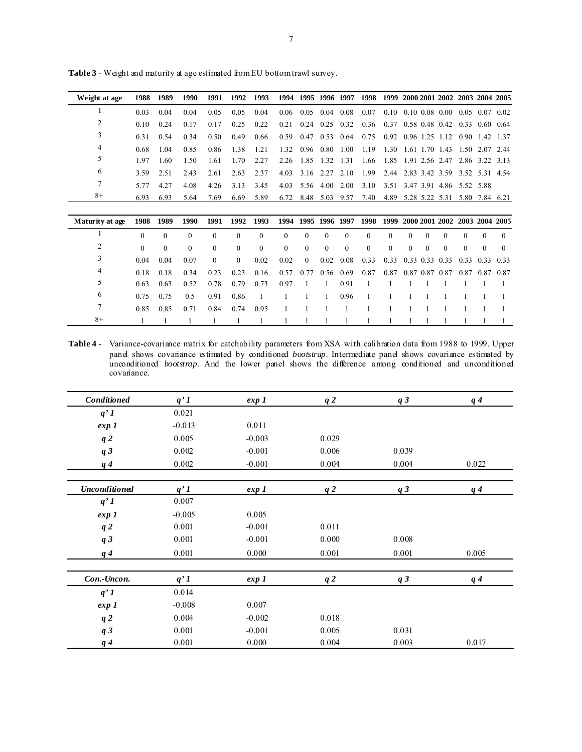**Table 3** - Weight and maturity at age estimated from EU bottom trawl survey.

| Weight at age | 1988 | 1989 | 1990 | 1991 | 1992 | 1993 | 1994 | 1995 | 1996 | 1997 | 1998 | 1999 | 2000 | 2001 | 2002 | 2003 | 2004 | 2005 |
|---|---|---|---|---|---|---|---|---|---|---|---|---|---|---|---|---|---|---|
| 1 | 0.03 | 0.04 | 0.04 | 0.05 | 0.05 | 0.04 | 0.06 | 0.05 | 0.04 | 0.08 | 0.07 | 0.10 | 0.10 | 0.08 | 0.00 | 0.05 | 0.07 | 0.02 |
| 2 | 0.10 | 0.24 | 0.17 | 0.17 | 0.25 | 0.22 | 0.21 | 0.24 | 0.25 | 0.32 | 0.36 | 0.37 | 0.58 | 0.48 | 0.42 | 0.33 | 0.60 | 0.64 |
| 3 | 0.31 | 0.54 | 0.34 | 0.50 | 0.49 | 0.66 | 0.59 | 0.47 | 0.53 | 0.64 | 0.75 | 0.92 | 0.96 | 1.25 | 1.12 | 0.90 | 1.42 | 1.37 |
| 4 | 0.68 | 1.04 | 0.85 | 0.86 | 1.38 | 1.21 | 1.32 | 0.96 | 0.80 | 1.00 | 1.19 | 1.30 | 1.61 | 1.70 | 1.43 | 1.50 | 2.07 | 2.44 |
| 5 | 1.97 | 1.60 | 1.50 | 1.61 | 1.70 | 2.27 | 2.26 | 1.85 | 1.32 | 1.31 | 1.66 | 1.85 | 1.91 | 2.56 | 2.47 | 2.86 | 3.22 | 3.13 |
| 6 | 3.59 | 2.51 | 2.43 | 2.61 | 2.63 | 2.37 | 4.03 | 3.16 | 2.27 | 2.10 | 1.99 | 2.44 | 2.83 | 3.42 | 3.59 | 3.52 | 5.31 | 4.54 |
| 7 | 5.77 | 4.27 | 4.08 | 4.26 | 3.13 | 3.45 | 4.03 | 5.56 | 4.00 | 2.00 | 3.10 | 3.51 | 3.47 | 3.91 | 4.86 | 5.52 | 5.88 | |
| 8+ | 6.93 | 6.93 | 5.64 | 7.69 | 6.69 | 5.89 | 6.72 | 8.48 | 5.03 | 9.57 | 7.40 | 4.89 | 5.28 | 5.22 | 5.31 | 5.80 | 7.84 | 6.21 |

| Maturity at age | 1988 | 1989 | 1990 | 1991 | 1992 | 1993 | 1994 | 1995 | 1996 | 1997 | 1998 | 1999 | 2000 | 2001 | 2002 | 2003 | 2004 | 2005 |
|---|---|---|---|---|---|---|---|---|---|---|---|---|---|---|---|---|---|---|
| 1 | 0 | 0 | 0 | 0 | 0 | 0 | 0 | 0 | 0 | 0 | 0 | 0 | 0 | 0 | 0 | 0 | 0 | 0 |
| 2 | 0 | 0 | 0 | 0 | 0 | 0 | 0 | 0 | 0 | 0 | 0 | 0 | 0 | 0 | 0 | 0 | 0 | 0 |
| 3 | 0.04 | 0.04 | 0.07 | 0 | 0 | 0.02 | 0.02 | 0 | 0.02 | 0.08 | 0.33 | 0.33 | 0.33 | 0.33 | 0.33 | 0.33 | 0.33 | 0.33 |
| 4 | 0.18 | 0.18 | 0.34 | 0.23 | 0.23 | 0.16 | 0.57 | 0.77 | 0.56 | 0.69 | 0.87 | 0.87 | 0.87 | 0.87 | 0.87 | 0.87 | 0.87 | 0.87 |
| 5 | 0.63 | 0.63 | 0.52 | 0.78 | 0.79 | 0.73 | 0.97 | 1 | 1 | 0.91 | 1 | 1 | 1 | 1 | 1 | 1 | 1 | 1 |
| 6 | 0.75 | 0.75 | 0.5 | 0.91 | 0.86 | 1 | 1 | 1 | 1 | 0.96 | 1 | 1 | 1 | 1 | 1 | 1 | 1 | 1 |
| 7 | 0.85 | 0.85 | 0.71 | 0.84 | 0.74 | 0.95 | 1 | 1 | 1 | 1 | 1 | 1 | 1 | 1 | 1 | 1 | 1 | 1 |
| 8+ | 1 | 1 | 1 | 1 | 1 | 1 | 1 | 1 | 1 | 1 | 1 | 1 | 1 | 1 | 1 | 1 | 1 | 1 |

**Table 4** - Variance-covariance matrix for catchability parameters from XSA with calibration data from 1988 to 1999. Upper panel shows covariance estimated by conditioned *bootstrap*. Intermediate panel shows covariance estimated by unconditioned *bootstrap*. And the lower panel shows the difference among conditioned and unconditioned covariance.

| ***Conditioned*** | ***q' 1*** | ***exp 1*** | ***q 2*** | ***q 3*** | ***q 4*** |
|---|---|---|---|---|---|
| ***q' 1*** | 0.021 | | | | |
| ***exp 1*** | -0.013 | 0.011 | | | |
| ***q 2*** | 0.005 | -0.003 | 0.029 | | |
| ***q 3*** | 0.002 | -0.001 | 0.006 | 0.039 | |
| ***q 4*** | 0.002 | -0.001 | 0.004 | 0.004 | 0.022 |

| ***Unconditioned*** | ***q' 1*** | ***exp 1*** | ***q 2*** | ***q 3*** | ***q 4*** |
|---|---|---|---|---|---|
| ***q' 1*** | 0.007 | | | | |
| ***exp 1*** | -0.005 | 0.005 | | | |
| ***q 2*** | 0.001 | -0.001 | 0.011 | | |
| ***q 3*** | 0.001 | -0.001 | 0.000 | 0.008 | |
| ***q 4*** | 0.001 | 0.000 | 0.001 | 0.001 | 0.005 |

| ***Con.-Uncon.*** | ***q' 1*** | ***exp 1*** | ***q 2*** | ***q 3*** | ***q 4*** |
|---|---|---|---|---|---|
| ***q' 1*** | 0.014 | | | | |
| ***exp 1*** | -0.008 | 0.007 | | | |
| ***q 2*** | 0.004 | -0.002 | 0.018 | | |
| ***q 3*** | 0.001 | -0.001 | 0.005 | 0.031 | |
| ***q 4*** | 0.001 | 0.000 | 0.004 | 0.003 | 0.017 |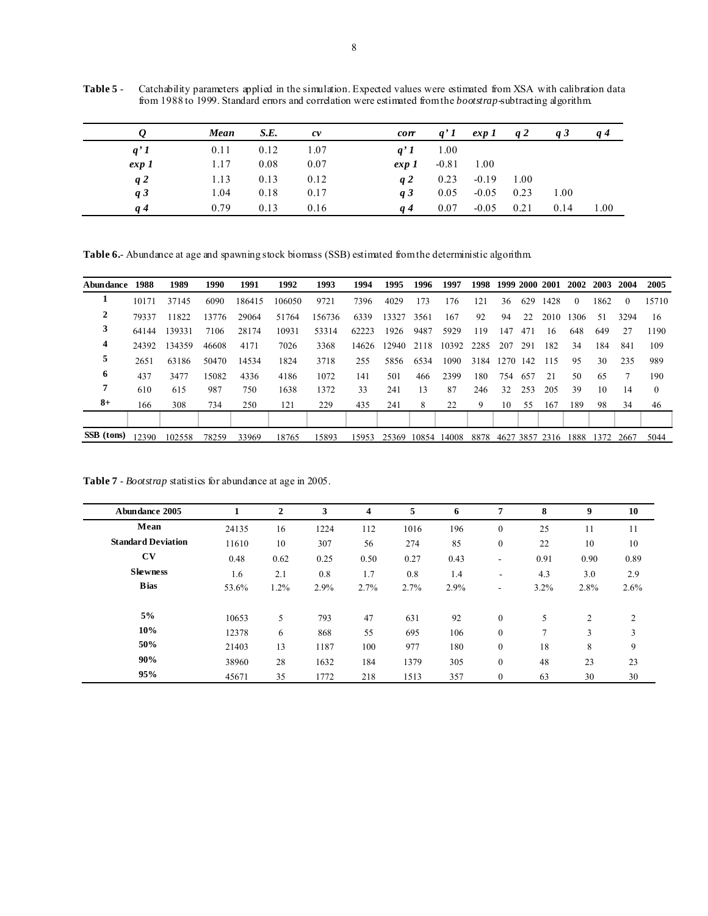**Table 5** - Catchability parameters applied in the simulation. Expected values were estimated from XSA with calibration data from 1988 to 1999. Standard errors and correlation were estimated from the *bootstrap*-subtracting algorithm.

| *Q* | *Mean* | *S.E.* | *cv* | *corr* | *q' 1* | *exp 1* | *q 2* | *q 3* | *q 4* |
|---|---|---|---|---|---|---|---|---|---|
| *q' 1* | 0.11 | 0.12 | 1.07 | *q' 1* | 1.00 | | | | |
| *exp 1* | 1.17 | 0.08 | 0.07 | *exp 1* | -0.81 | 1.00 | | | |
| *q 2* | 1.13 | 0.13 | 0.12 | *q 2* | 0.23 | -0.19 | 1.00 | | |
| *q 3* | 1.04 | 0.18 | 0.17 | *q 3* | 0.05 | -0.05 | 0.23 | 1.00 | |
| *q 4* | 0.79 | 0.13 | 0.16 | *q 4* | 0.07 | -0.05 | 0.21 | 0.14 | 1.00 |

**Table 6.**- Abundance at age and spawning stock biomass (SSB) estimated from the deterministic algorithm.

| Abundance | 1988 | 1989 | 1990 | 1991 | 1992 | 1993 | 1994 | 1995 | 1996 | 1997 | 1998 | 1999 | 2000 | 2001 | 2002 | 2003 | 2004 | 2005 |
|---|---|---|---|---|---|---|---|---|---|---|---|---|---|---|---|---|---|---|
| 1 | 10171 | 37145 | 6090 | 186415 | 106050 | 9721 | 7396 | 4029 | 173 | 176 | 121 | 36 | 629 | 1428 | 0 | 1862 | 0 | 15710 |
| 2 | 79337 | 11822 | 13776 | 29064 | 51764 | 156736 | 6339 | 13327 | 3561 | 167 | 92 | 94 | 22 | 2010 | 1306 | 51 | 3294 | 16 |
| 3 | 64144 | 139331 | 7106 | 28174 | 10931 | 53314 | 62223 | 1926 | 9487 | 5929 | 119 | 147 | 471 | 16 | 648 | 649 | 27 | 1190 |
| 4 | 24392 | 134359 | 46608 | 4171 | 7026 | 3368 | 14626 | 12940 | 2118 | 10392 | 2285 | 207 | 291 | 182 | 34 | 184 | 841 | 109 |
| 5 | 2651 | 63186 | 50470 | 14534 | 1824 | 3718 | 255 | 5856 | 6534 | 1090 | 3184 | 1270 | 142 | 115 | 95 | 30 | 235 | 989 |
| 6 | 437 | 3477 | 15082 | 4336 | 4186 | 1072 | 141 | 501 | 466 | 2399 | 180 | 754 | 657 | 21 | 50 | 65 | 7 | 190 |
| 7 | 610 | 615 | 987 | 750 | 1638 | 1372 | 33 | 241 | 13 | 87 | 246 | 32 | 253 | 205 | 39 | 10 | 14 | 0 |
| 8+ | 166 | 308 | 734 | 250 | 121 | 229 | 435 | 241 | 8 | 22 | 9 | 10 | 55 | 167 | 189 | 98 | 34 | 46 |
| | | | | | | | | | | | | | | | | | | |
| SSB (tons) | 12390 | 102558 | 78259 | 33969 | 18765 | 15893 | 15953 | 25369 | 10854 | 14008 | 8878 | 4627 | 3857 | 2316 | 1888 | 1372 | 2667 | 5044 |

**Table 7** - *Bootstrap* statistics for abundance at age in 2005.

| Abundance 2005 | 1 | 2 | 3 | 4 | 5 | 6 | 7 | 8 | 9 | 10 |
|---|---|---|---|---|---|---|---|---|---|---|
| Mean | 24135 | 16 | 1224 | 112 | 1016 | 196 | 0 | 25 | 11 | 11 |
| Standard Deviation | 11610 | 10 | 307 | 56 | 274 | 85 | 0 | 22 | 10 | 10 |
| CV | 0.48 | 0.62 | 0.25 | 0.50 | 0.27 | 0.43 | - | 0.91 | 0.90 | 0.89 |
| Skewness | 1.6 | 2.1 | 0.8 | 1.7 | 0.8 | 1.4 | - | 4.3 | 3.0 | 2.9 |
| Bias | 53.6% | 1.2% | 2.9% | 2.7% | 2.7% | 2.9% | - | 3.2% | 2.8% | 2.6% |
| | | | | | | | | | | |
| 5% | 10653 | 5 | 793 | 47 | 631 | 92 | 0 | 5 | 2 | 2 |
| 10% | 12378 | 6 | 868 | 55 | 695 | 106 | 0 | 7 | 3 | 3 |
| 50% | 21403 | 13 | 1187 | 100 | 977 | 180 | 0 | 18 | 8 | 9 |
| 90% | 38960 | 28 | 1632 | 184 | 1379 | 305 | 0 | 48 | 23 | 23 |
| 95% | 45671 | 35 | 1772 | 218 | 1513 | 357 | 0 | 63 | 30 | 30 |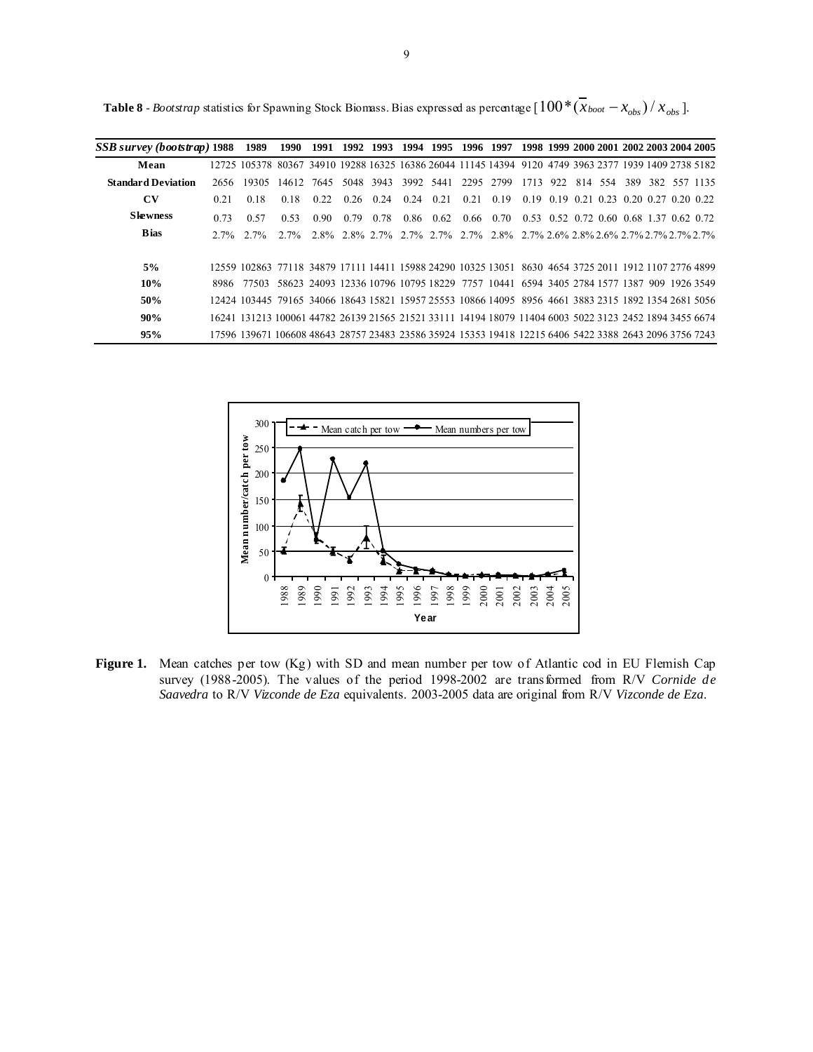**Table 8** - *Bootstrap* statistics for Spawning Stock Biomass. Bias expressed as percentage [$100*(\overline{x}_{boot} - x_{obs})/x_{obs}$].

| *SSB survey (bootstrap)* | 1988 | 1989 | 1990 | 1991 | 1992 | 1993 | 1994 | 1995 | 1996 | 1997 | 1998 | 1999 | 2000 | 2001 | 2002 | 2003 | 2004 | 2005 |
|---|---|---|---|---|---|---|---|---|---|---|---|---|---|---|---|---|---|---|
| **Mean** | 12725 | 105378 | 80367 | 34910 | 19288 | 16325 | 16386 | 26044 | 11145 | 14394 | 9120 | 4749 | 3963 | 2377 | 1939 | 1409 | 2738 | 5182 |
| **Standard Deviation** | 2656 | 19305 | 14612 | 7645 | 5048 | 3943 | 3992 | 5441 | 2295 | 2799 | 1713 | 922 | 814 | 554 | 389 | 382 | 557 | 1135 |
| **CV** | 0.21 | 0.18 | 0.18 | 0.22 | 0.26 | 0.24 | 0.24 | 0.21 | 0.21 | 0.19 | 0.19 | 0.19 | 0.21 | 0.23 | 0.20 | 0.27 | 0.20 | 0.22 |
| **Skewness** | 0.73 | 0.57 | 0.53 | 0.90 | 0.79 | 0.78 | 0.86 | 0.62 | 0.66 | 0.70 | 0.53 | 0.52 | 0.72 | 0.60 | 0.68 | 1.37 | 0.62 | 0.72 |
| **Bias** | 2.7% | 2.7% | 2.7% | 2.8% | 2.8% | 2.7% | 2.7% | 2.7% | 2.7% | 2.8% | 2.7% | 2.6% | 2.8% | 2.6% | 2.7% | 2.7% | 2.7% | 2.7% |
| **5%** | 12559 | 102863 | 77118 | 34879 | 17111 | 14411 | 15988 | 24290 | 10325 | 13051 | 8630 | 4654 | 3725 | 2011 | 1912 | 1107 | 2776 | 4899 |
| **10%** | 8986 | 77503 | 58623 | 24093 | 12336 | 10796 | 10795 | 18229 | 7757 | 10441 | 6594 | 3405 | 2784 | 1577 | 1387 | 909 | 1926 | 3549 |
| **50%** | 12424 | 103445 | 79165 | 34066 | 18643 | 15821 | 15957 | 25553 | 10866 | 14095 | 8956 | 4661 | 3883 | 2315 | 1892 | 1354 | 2681 | 5056 |
| **90%** | 16241 | 131213 | 100061 | 44782 | 26139 | 21565 | 21521 | 33111 | 14194 | 18079 | 11404 | 6003 | 5022 | 3123 | 2452 | 1894 | 3455 | 6674 |
| **95%** | 17596 | 139671 | 106608 | 48643 | 28757 | 23483 | 23586 | 35924 | 15353 | 19418 | 12215 | 6406 | 5422 | 3388 | 2643 | 2096 | 3756 | 7243 |

**Figure 1.** Mean catches per tow (Kg) with SD and mean number per tow of Atlantic cod in EU Flemish Cap survey (1988-2005). The values of the period 1998-2002 are transformed from R/V *Cornide de Saavedra* to R/V *Vizconde de Eza* equivalents. 2003-2005 data are original from R/V *Vizconde de Eza*.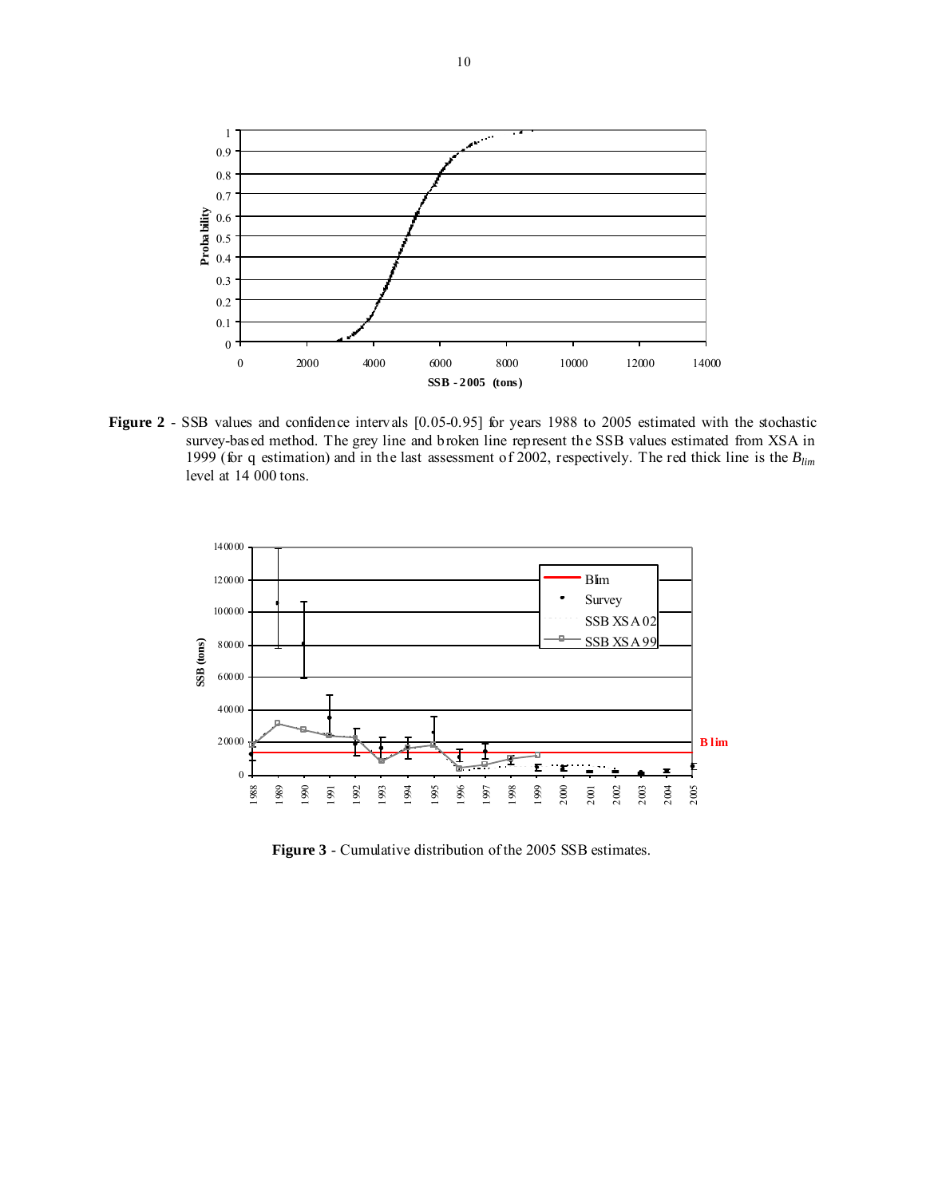1
0.9
0.8
0.7
0.6
0.5
0.4
0.3
0.2
0.1
0

Probability

0
2000
4000
6000
8000
10000
12000
14000

SSB - 2005 (tons)

**Figure 2** - SSB values and confidence intervals [0.05-0.95] for years 1988 to 2005 estimated with the stochastic survey-based method. The grey line and broken line represent the SSB values estimated from XSA in 1999 (for q estimation) and in the last assessment of 2002, respectively. The red thick line is the $B_{lim}$ level at 14 000 tons.

140000
120000
100000
80000
60000
40000
20000
0

SSB (tons)

Blim
Survey
SSB XSA 02
SSB XSA 99

B lim

1988
1989
1990
1991
1992
1993
1994
1995
1996
1997
1998
1999
2000
2001
2002
2003
2004
2005

**Figure 3** - Cumulative distribution of the 2005 SSB estimates.